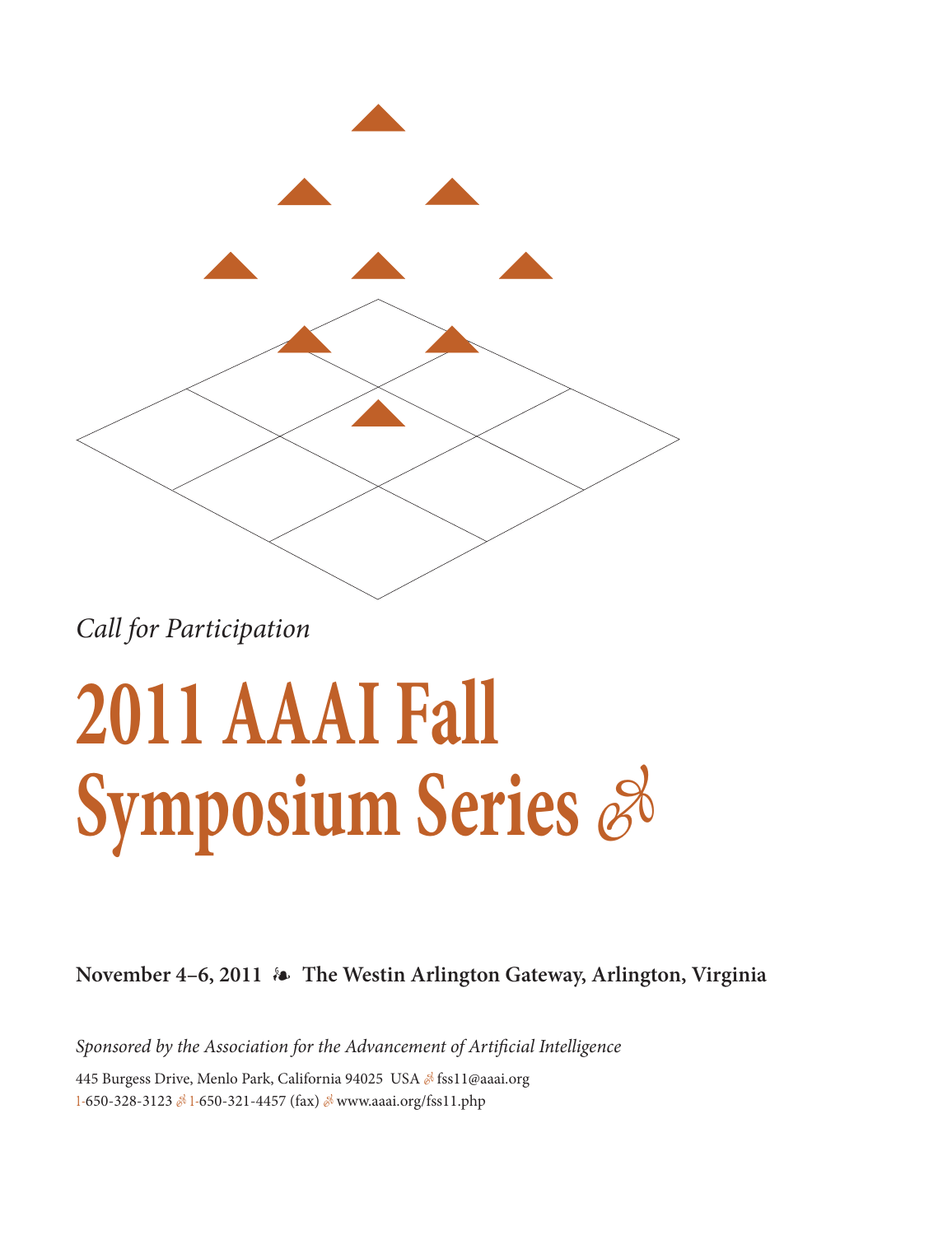*Call for Participation*

# 2011 AAAI Fall Symposium Series

**November 4–6, 2011 ❧ The Westin Arlington Gateway, Arlington, Virginia**

*Sponsored by the Association for the Advancement of Artificial Intelligence*

445 Burgess Drive, Menlo Park, California 94025 USA ❧ fss11@aaai.org
1-650-328-3123 ❧ 1-650-321-4457 (fax) ❧ www.aaai.org/fss11.php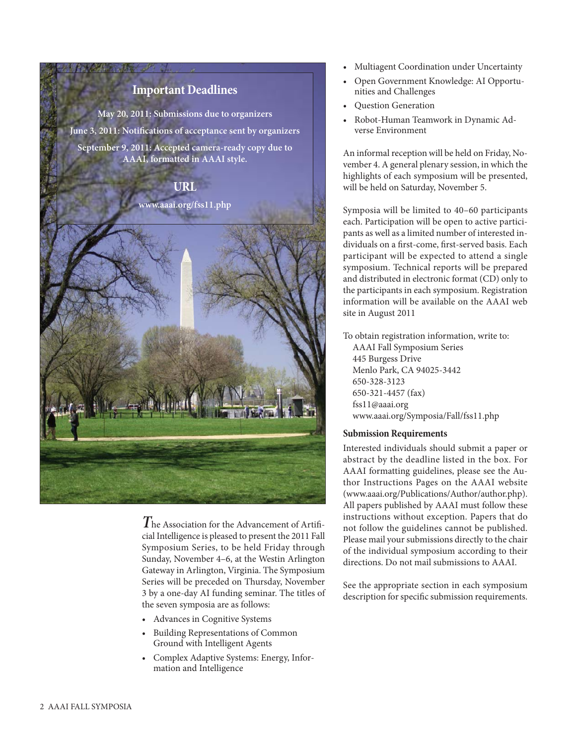## Important Deadlines

**May 20, 2011: Submissions due to organizers**

**June 3, 2011: Notifications of acceptance sent by organizers**

**September 9, 2011: Accepted camera-ready copy due to AAAI, formatted in AAAI style.**

## URL

**www.aaai.org/fss11.php**

The Association for the Advancement of Artificial Intelligence is pleased to present the 2011 Fall Symposium Series, to be held Friday through Sunday, November 4–6, at the Westin Arlington Gateway in Arlington, Virginia. The Symposium Series will be preceded on Thursday, November 3 by a one-day AI funding seminar. The titles of the seven symposia are as follows:

- Advances in Cognitive Systems
- Building Representations of Common Ground with Intelligent Agents
- Complex Adaptive Systems: Energy, Information and Intelligence
- Multiagent Coordination under Uncertainty
- Open Government Knowledge: AI Opportunities and Challenges
- Question Generation
- Robot-Human Teamwork in Dynamic Adverse Environment

An informal reception will be held on Friday, November 4. A general plenary session, in which the highlights of each symposium will be presented, will be held on Saturday, November 5.

Symposia will be limited to 40–60 participants each. Participation will be open to active participants as well as a limited number of interested individuals on a first-come, first-served basis. Each participant will be expected to attend a single symposium. Technical reports will be prepared and distributed in electronic format (CD) only to the participants in each symposium. Registration information will be available on the AAAI web site in August 2011

To obtain registration information, write to:
AAAI Fall Symposium Series
445 Burgess Drive
Menlo Park, CA 94025-3442
650-328-3123
650-321-4457 (fax)
fss11@aaai.org
www.aaai.org/Symposia/Fall/fss11.php

### Submission Requirements

Interested individuals should submit a paper or abstract by the deadline listed in the box. For AAAI formatting guidelines, please see the Author Instructions Pages on the AAAI website (www.aaai.org/Publications/Author/author.php). All papers published by AAAI must follow these instructions without exception. Papers that do not follow the guidelines cannot be published. Please mail your submissions directly to the chair of the individual symposium according to their directions. Do not mail submissions to AAAI.

See the appropriate section in each symposium description for specific submission requirements.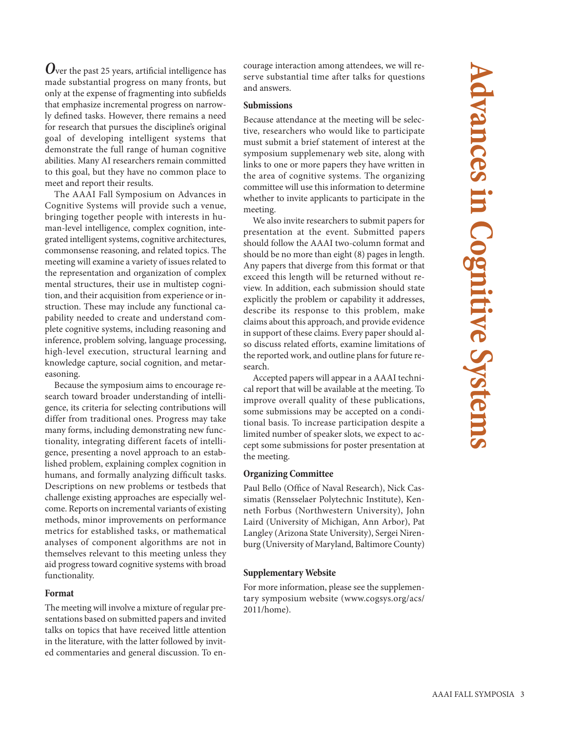# Advances in Cognitive Systems

Over the past 25 years, artificial intelligence has made substantial progress on many fronts, but only at the expense of fragmenting into subfields that emphasize incremental progress on narrowly defined tasks. However, there remains a need for research that pursues the discipline's original goal of developing intelligent systems that demonstrate the full range of human cognitive abilities. Many AI researchers remain committed to this goal, but they have no common place to meet and report their results.

The AAAI Fall Symposium on Advances in Cognitive Systems will provide such a venue, bringing together people with interests in human-level intelligence, complex cognition, integrated intelligent systems, cognitive architectures, commonsense reasoning, and related topics. The meeting will examine a variety of issues related to the representation and organization of complex mental structures, their use in multistep cognition, and their acquisition from experience or instruction. These may include any functional capability needed to create and understand complete cognitive systems, including reasoning and inference, problem solving, language processing, high-level execution, structural learning and knowledge capture, social cognition, and metareasoning.

Because the symposium aims to encourage research toward broader understanding of intelligence, its criteria for selecting contributions will differ from traditional ones. Progress may take many forms, including demonstrating new functionality, integrating different facets of intelligence, presenting a novel approach to an established problem, explaining complex cognition in humans, and formally analyzing difficult tasks. Descriptions on new problems or testbeds that challenge existing approaches are especially welcome. Reports on incremental variants of existing methods, minor improvements on performance metrics for established tasks, or mathematical analyses of component algorithms are not in themselves relevant to this meeting unless they aid progress toward cognitive systems with broad functionality.

### Format

The meeting will involve a mixture of regular presentations based on submitted papers and invited talks on topics that have received little attention in the literature, with the latter followed by invited commentaries and general discussion. To encourage interaction among attendees, we will reserve substantial time after talks for questions and answers.

### Submissions

Because attendance at the meeting will be selective, researchers who would like to participate must submit a brief statement of interest at the symposium supplemenary web site, along with links to one or more papers they have written in the area of cognitive systems. The organizing committee will use this information to determine whether to invite applicants to participate in the meeting.

We also invite researchers to submit papers for presentation at the event. Submitted papers should follow the AAAI two-column format and should be no more than eight (8) pages in length. Any papers that diverge from this format or that exceed this length will be returned without review. In addition, each submission should state explicitly the problem or capability it addresses, describe its response to this problem, make claims about this approach, and provide evidence in support of these claims. Every paper should also discuss related efforts, examine limitations of the reported work, and outline plans for future research.

Accepted papers will appear in a AAAI technical report that will be available at the meeting. To improve overall quality of these publications, some submissions may be accepted on a conditional basis. To increase participation despite a limited number of speaker slots, we expect to accept some submissions for poster presentation at the meeting.

### Organizing Committee

Paul Bello (Office of Naval Research), Nick Cassimatis (Rensselaer Polytechnic Institute), Kenneth Forbus (Northwestern University), John Laird (University of Michigan, Ann Arbor), Pat Langley (Arizona State University), Sergei Nirenburg (University of Maryland, Baltimore County)

### Supplementary Website

For more information, please see the supplementary symposium website (www.cogsys.org/acs/2011/home).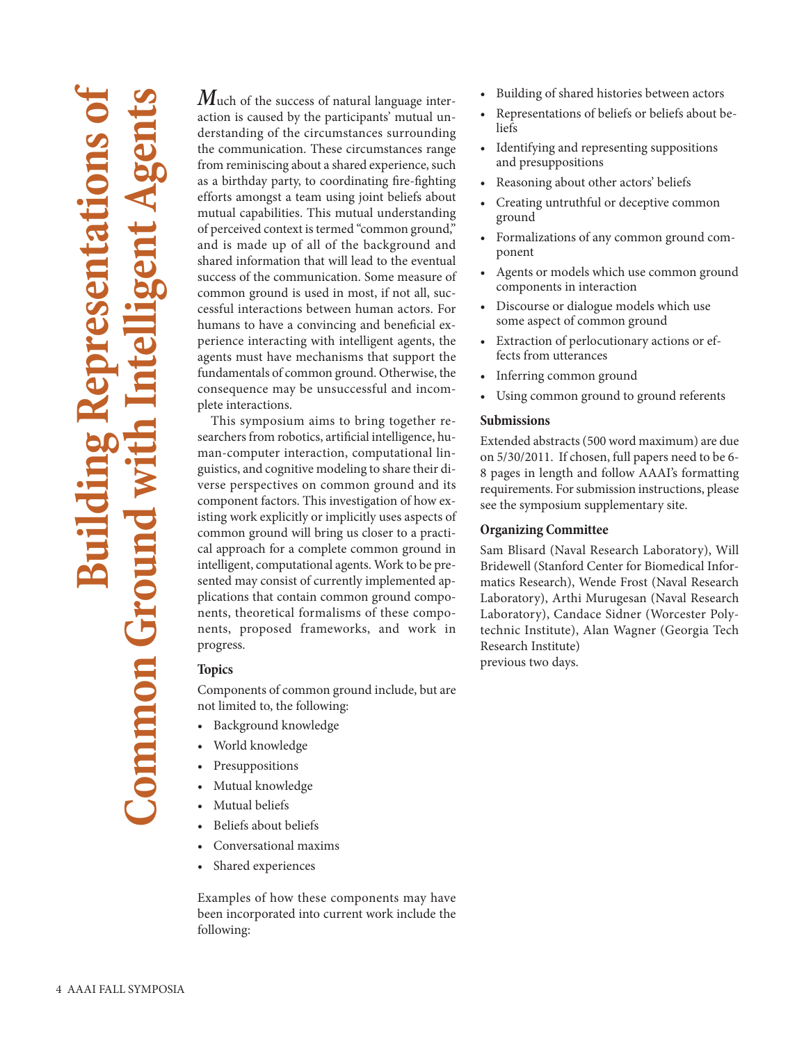# Building Representations of Common Ground with Intelligent Agents

*M*uch of the success of natural language interaction is caused by the participants' mutual understanding of the circumstances surrounding the communication. These circumstances range from reminiscing about a shared experience, such as a birthday party, to coordinating fire-fighting efforts amongst a team using joint beliefs about mutual capabilities. This mutual understanding of perceived context is termed "common ground," and is made up of all of the background and shared information that will lead to the eventual success of the communication. Some measure of common ground is used in most, if not all, successful interactions between human actors. For humans to have a convincing and beneficial experience interacting with intelligent agents, the agents must have mechanisms that support the fundamentals of common ground. Otherwise, the consequence may be unsuccessful and incomplete interactions.

This symposium aims to bring together researchers from robotics, artificial intelligence, human-computer interaction, computational linguistics, and cognitive modeling to share their diverse perspectives on common ground and its component factors. This investigation of how existing work explicitly or implicitly uses aspects of common ground will bring us closer to a practical approach for a complete common ground in intelligent, computational agents. Work to be presented may consist of currently implemented applications that contain common ground components, theoretical formalisms of these components, proposed frameworks, and work in progress.

### Topics

Components of common ground include, but are not limited to, the following:

- Background knowledge
- World knowledge
- Presuppositions
- Mutual knowledge
- Mutual beliefs
- Beliefs about beliefs
- Conversational maxims
- Shared experiences

Examples of how these components may have been incorporated into current work include the following:

- Building of shared histories between actors
- Representations of beliefs or beliefs about beliefs
- Identifying and representing suppositions and presuppositions
- Reasoning about other actors' beliefs
- Creating untruthful or deceptive common ground
- Formalizations of any common ground component
- Agents or models which use common ground components in interaction
- Discourse or dialogue models which use some aspect of common ground
- Extraction of perlocutionary actions or effects from utterances
- Inferring common ground
- Using common ground to ground referents

### Submissions

Extended abstracts (500 word maximum) are due on 5/30/2011. If chosen, full papers need to be 6-8 pages in length and follow AAAI's formatting requirements. For submission instructions, please see the symposium supplementary site.

### Organizing Committee

Sam Blisard (Naval Research Laboratory), Will Bridewell (Stanford Center for Biomedical Informatics Research), Wende Frost (Naval Research Laboratory), Arthi Murugesan (Naval Research Laboratory), Candace Sidner (Worcester Polytechnic Institute), Alan Wagner (Georgia Tech Research Institute)
previous two days.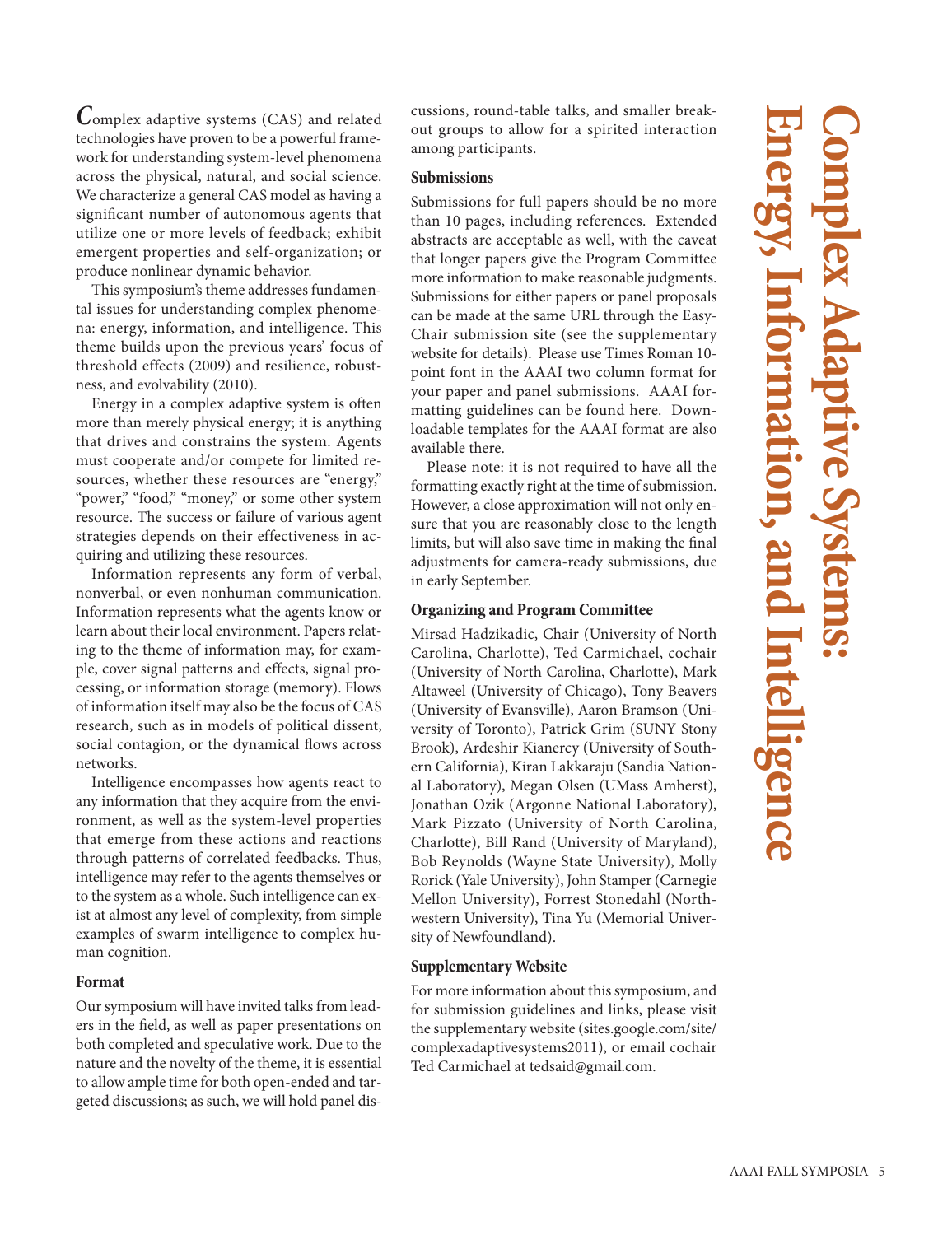# Complex Adaptive Systems: Energy, Information, and Intelligence

Complex adaptive systems (CAS) and related technologies have proven to be a powerful framework for understanding system-level phenomena across the physical, natural, and social science. We characterize a general CAS model as having a significant number of autonomous agents that utilize one or more levels of feedback; exhibit emergent properties and self-organization; or produce nonlinear dynamic behavior.

This symposium's theme addresses fundamental issues for understanding complex phenomena: energy, information, and intelligence. This theme builds upon the previous years' focus of threshold effects (2009) and resilience, robustness, and evolvability (2010).

Energy in a complex adaptive system is often more than merely physical energy; it is anything that drives and constrains the system. Agents must cooperate and/or compete for limited resources, whether these resources are "energy," "power," "food," "money," or some other system resource. The success or failure of various agent strategies depends on their effectiveness in acquiring and utilizing these resources.

Information represents any form of verbal, nonverbal, or even nonhuman communication. Information represents what the agents know or learn about their local environment. Papers relating to the theme of information may, for example, cover signal patterns and effects, signal processing, or information storage (memory). Flows of information itself may also be the focus of CAS research, such as in models of political dissent, social contagion, or the dynamical flows across networks.

Intelligence encompasses how agents react to any information that they acquire from the environment, as well as the system-level properties that emerge from these actions and reactions through patterns of correlated feedbacks. Thus, intelligence may refer to the agents themselves or to the system as a whole. Such intelligence can exist at almost any level of complexity, from simple examples of swarm intelligence to complex human cognition.

### Format

Our symposium will have invited talks from leaders in the field, as well as paper presentations on both completed and speculative work. Due to the nature and the novelty of the theme, it is essential to allow ample time for both open-ended and targeted discussions; as such, we will hold panel discussions, round-table talks, and smaller breakout groups to allow for a spirited interaction among participants.

### Submissions

Submissions for full papers should be no more than 10 pages, including references. Extended abstracts are acceptable as well, with the caveat that longer papers give the Program Committee more information to make reasonable judgments. Submissions for either papers or panel proposals can be made at the same URL through the EasyChair submission site (see the supplementary website for details). Please use Times Roman 10-point font in the AAAI two column format for your paper and panel submissions. AAAI formatting guidelines can be found here. Downloadable templates for the AAAI format are also available there.

Please note: it is not required to have all the formatting exactly right at the time of submission. However, a close approximation will not only ensure that you are reasonably close to the length limits, but will also save time in making the final adjustments for camera-ready submissions, due in early September.

### Organizing and Program Committee

Mirsad Hadzikadic, Chair (University of North Carolina, Charlotte), Ted Carmichael, cochair (University of North Carolina, Charlotte), Mark Altaweel (University of Chicago), Tony Beavers (University of Evansville), Aaron Bramson (University of Toronto), Patrick Grim (SUNY Stony Brook), Ardeshir Kianercy (University of Southern California), Kiran Lakkaraju (Sandia National Laboratory), Megan Olsen (UMass Amherst), Jonathan Ozik (Argonne National Laboratory), Mark Pizzato (University of North Carolina, Charlotte), Bill Rand (University of Maryland), Bob Reynolds (Wayne State University), Molly Rorick (Yale University), John Stamper (Carnegie Mellon University), Forrest Stonedahl (Northwestern University), Tina Yu (Memorial University of Newfoundland).

### Supplementary Website

For more information about this symposium, and for submission guidelines and links, please visit the supplementary website (sites.google.com/site/complexadaptivesystems2011), or email cochair Ted Carmichael at tedsaid@gmail.com.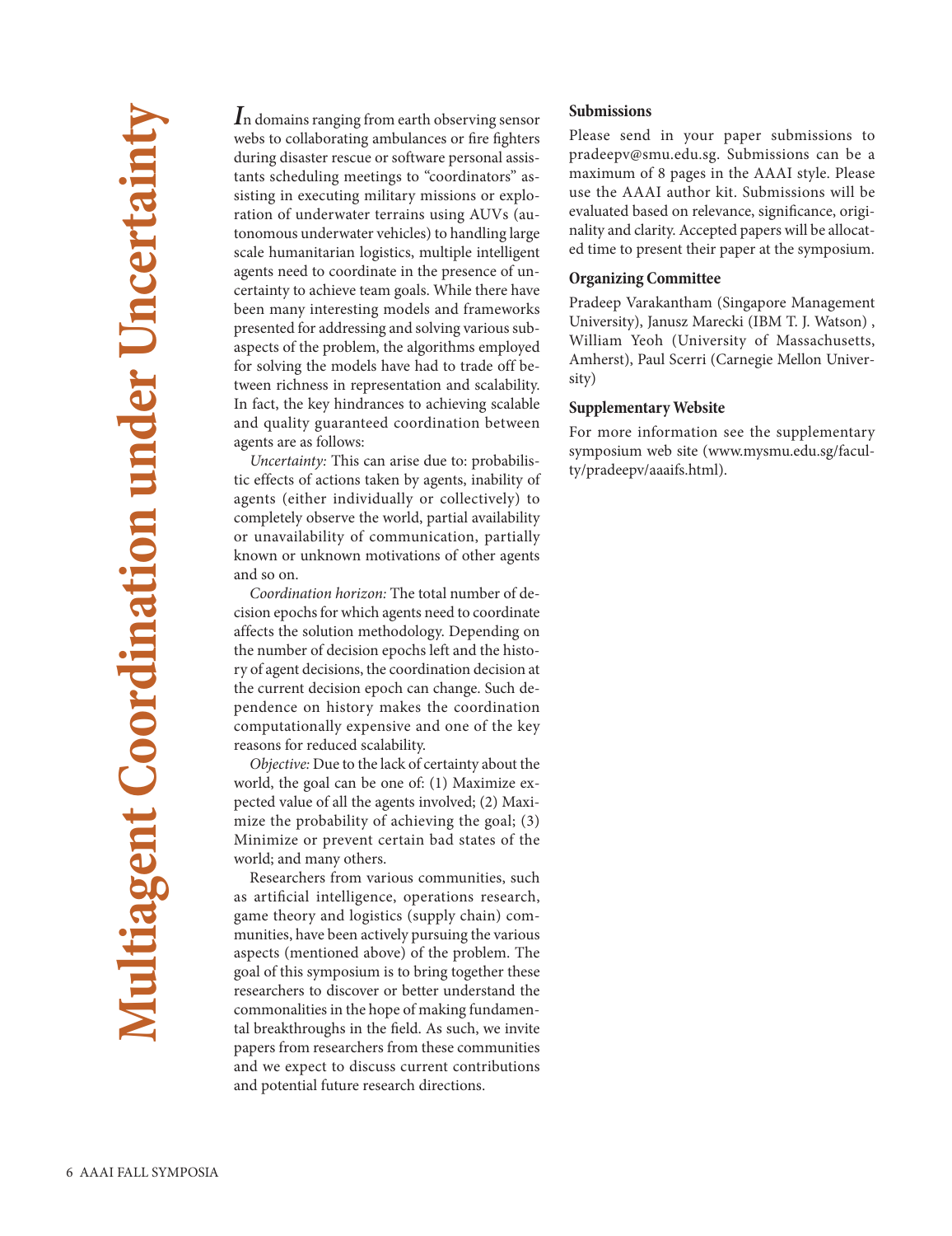# Multiagent Coordination under Uncertainty

In domains ranging from earth observing sensor webs to collaborating ambulances or fire fighters during disaster rescue or software personal assistants scheduling meetings to "coordinators" assisting in executing military missions or exploration of underwater terrains using AUVs (autonomous underwater vehicles) to handling large scale humanitarian logistics, multiple intelligent agents need to coordinate in the presence of uncertainty to achieve team goals. While there have been many interesting models and frameworks presented for addressing and solving various subaspects of the problem, the algorithms employed for solving the models have had to trade off between richness in representation and scalability. In fact, the key hindrances to achieving scalable and quality guaranteed coordination between agents are as follows:

*Uncertainty:* This can arise due to: probabilistic effects of actions taken by agents, inability of agents (either individually or collectively) to completely observe the world, partial availability or unavailability of communication, partially known or unknown motivations of other agents and so on.

*Coordination horizon:* The total number of decision epochs for which agents need to coordinate affects the solution methodology. Depending on the number of decision epochs left and the history of agent decisions, the coordination decision at the current decision epoch can change. Such dependence on history makes the coordination computationally expensive and one of the key reasons for reduced scalability.

*Objective:* Due to the lack of certainty about the world, the goal can be one of: (1) Maximize expected value of all the agents involved; (2) Maximize the probability of achieving the goal; (3) Minimize or prevent certain bad states of the world; and many others.

Researchers from various communities, such as artificial intelligence, operations research, game theory and logistics (supply chain) communities, have been actively pursuing the various aspects (mentioned above) of the problem. The goal of this symposium is to bring together these researchers to discover or better understand the commonalities in the hope of making fundamental breakthroughs in the field. As such, we invite papers from researchers from these communities and we expect to discuss current contributions and potential future research directions.

### Submissions

Please send in your paper submissions to pradeepv@smu.edu.sg. Submissions can be a maximum of 8 pages in the AAAI style. Please use the AAAI author kit. Submissions will be evaluated based on relevance, significance, originality and clarity. Accepted papers will be allocated time to present their paper at the symposium.

### Organizing Committee

Pradeep Varakantham (Singapore Management University), Janusz Marecki (IBM T. J. Watson) , William Yeoh (University of Massachusetts, Amherst), Paul Scerri (Carnegie Mellon University)

### Supplementary Website

For more information see the supplementary symposium web site (www.mysmu.edu.sg/faculty/pradeepv/aaaifs.html).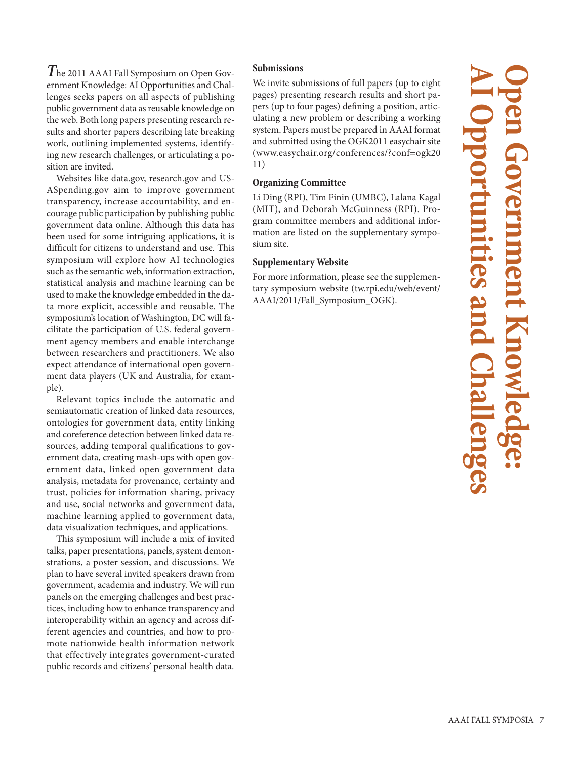# Open Government Knowledge: AI Opportunities and Challenges

The 2011 AAAI Fall Symposium on Open Government Knowledge: AI Opportunities and Challenges seeks papers on all aspects of publishing public government data as reusable knowledge on the web. Both long papers presenting research results and shorter papers describing late breaking work, outlining implemented systems, identifying new research challenges, or articulating a position are invited.

Websites like data.gov, research.gov and USASpending.gov aim to improve government transparency, increase accountability, and encourage public participation by publishing public government data online. Although this data has been used for some intriguing applications, it is difficult for citizens to understand and use. This symposium will explore how AI technologies such as the semantic web, information extraction, statistical analysis and machine learning can be used to make the knowledge embedded in the data more explicit, accessible and reusable. The symposium's location of Washington, DC will facilitate the participation of U.S. federal government agency members and enable interchange between researchers and practitioners. We also expect attendance of international open government data players (UK and Australia, for example).

Relevant topics include the automatic and semiautomatic creation of linked data resources, ontologies for government data, entity linking and coreference detection between linked data resources, adding temporal qualifications to government data, creating mash-ups with open government data, linked open government data analysis, metadata for provenance, certainty and trust, policies for information sharing, privacy and use, social networks and government data, machine learning applied to government data, data visualization techniques, and applications.

This symposium will include a mix of invited talks, paper presentations, panels, system demonstrations, a poster session, and discussions. We plan to have several invited speakers drawn from government, academia and industry. We will run panels on the emerging challenges and best practices, including how to enhance transparency and interoperability within an agency and across different agencies and countries, and how to promote nationwide health information network that effectively integrates government-curated public records and citizens' personal health data.

### Submissions

We invite submissions of full papers (up to eight pages) presenting research results and short papers (up to four pages) defining a position, articulating a new problem or describing a working system. Papers must be prepared in AAAI format and submitted using the OGK2011 easychair site (www.easychair.org/conferences/?conf=ogk2011)

### Organizing Committee

Li Ding (RPI), Tim Finin (UMBC), Lalana Kagal (MIT), and Deborah McGuinness (RPI). Program committee members and additional information are listed on the supplementary symposium site.

### Supplementary Website

For more information, please see the supplementary symposium website (tw.rpi.edu/web/event/AAAI/2011/Fall_Symposium_OGK).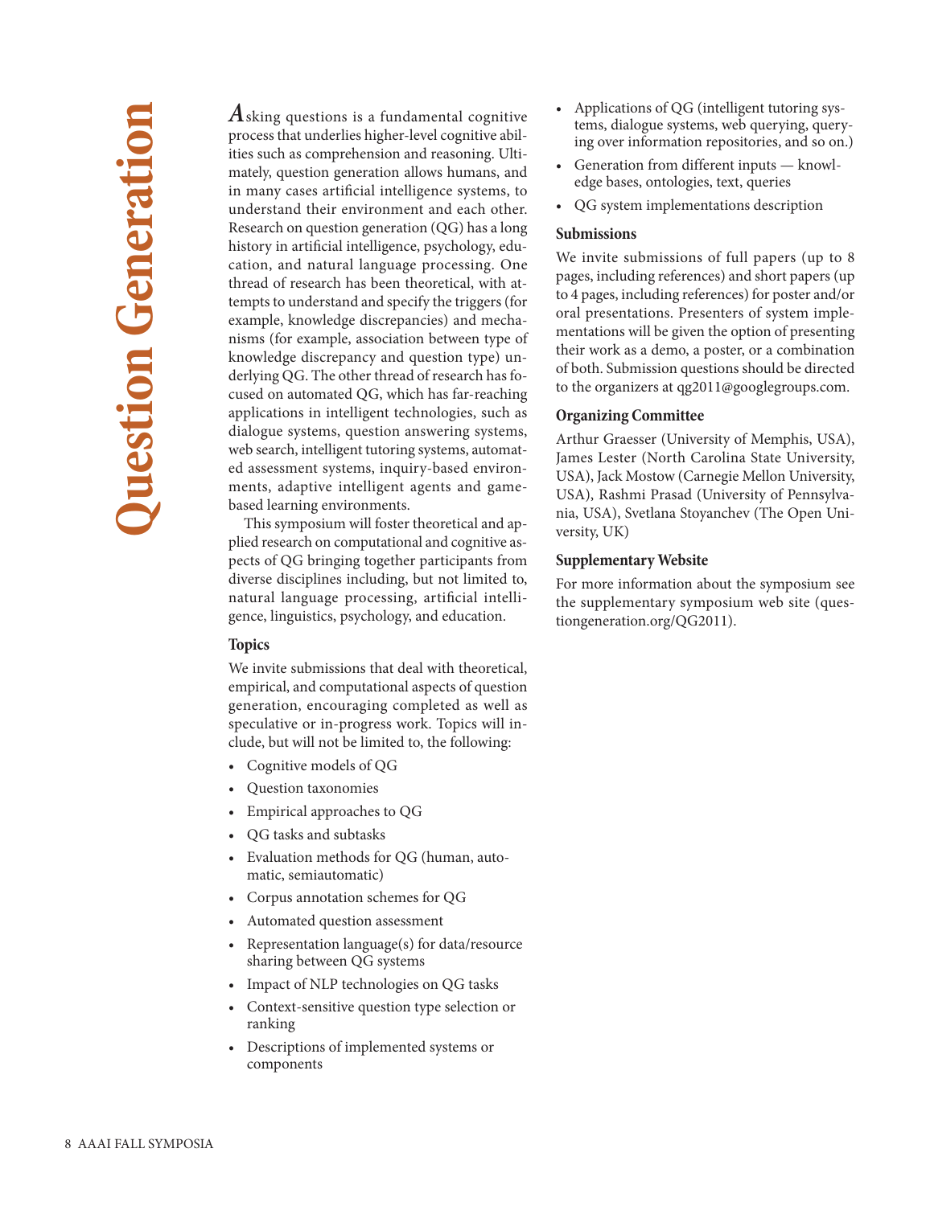# Question Generation

Asking questions is a fundamental cognitive process that underlies higher-level cognitive abilities such as comprehension and reasoning. Ultimately, question generation allows humans, and in many cases artificial intelligence systems, to understand their environment and each other. Research on question generation (QG) has a long history in artificial intelligence, psychology, education, and natural language processing. One thread of research has been theoretical, with attempts to understand and specify the triggers (for example, knowledge discrepancies) and mechanisms (for example, association between type of knowledge discrepancy and question type) underlying QG. The other thread of research has focused on automated QG, which has far-reaching applications in intelligent technologies, such as dialogue systems, question answering systems, web search, intelligent tutoring systems, automated assessment systems, inquiry-based environments, adaptive intelligent agents and game-based learning environments.

This symposium will foster theoretical and applied research on computational and cognitive aspects of QG bringing together participants from diverse disciplines including, but not limited to, natural language processing, artificial intelligence, linguistics, psychology, and education.

## Topics

We invite submissions that deal with theoretical, empirical, and computational aspects of question generation, encouraging completed as well as speculative or in-progress work. Topics will include, but will not be limited to, the following:

- Cognitive models of QG
- Question taxonomies
- Empirical approaches to QG
- QG tasks and subtasks
- Evaluation methods for QG (human, automatic, semiautomatic)
- Corpus annotation schemes for QG
- Automated question assessment
- Representation language(s) for data/resource sharing between QG systems
- Impact of NLP technologies on QG tasks
- Context-sensitive question type selection or ranking
- Descriptions of implemented systems or components
- Applications of QG (intelligent tutoring systems, dialogue systems, web querying, querying over information repositories, and so on.)
- Generation from different inputs — knowledge bases, ontologies, text, queries
- QG system implementations description

## Submissions

We invite submissions of full papers (up to 8 pages, including references) and short papers (up to 4 pages, including references) for poster and/or oral presentations. Presenters of system implementations will be given the option of presenting their work as a demo, a poster, or a combination of both. Submission questions should be directed to the organizers at qg2011@googlegroups.com.

## Organizing Committee

Arthur Graesser (University of Memphis, USA), James Lester (North Carolina State University, USA), Jack Mostow (Carnegie Mellon University, USA), Rashmi Prasad (University of Pennsylvania, USA), Svetlana Stoyanchev (The Open University, UK)

## Supplementary Website

For more information about the symposium see the supplementary symposium web site (questiongeneration.org/QG2011).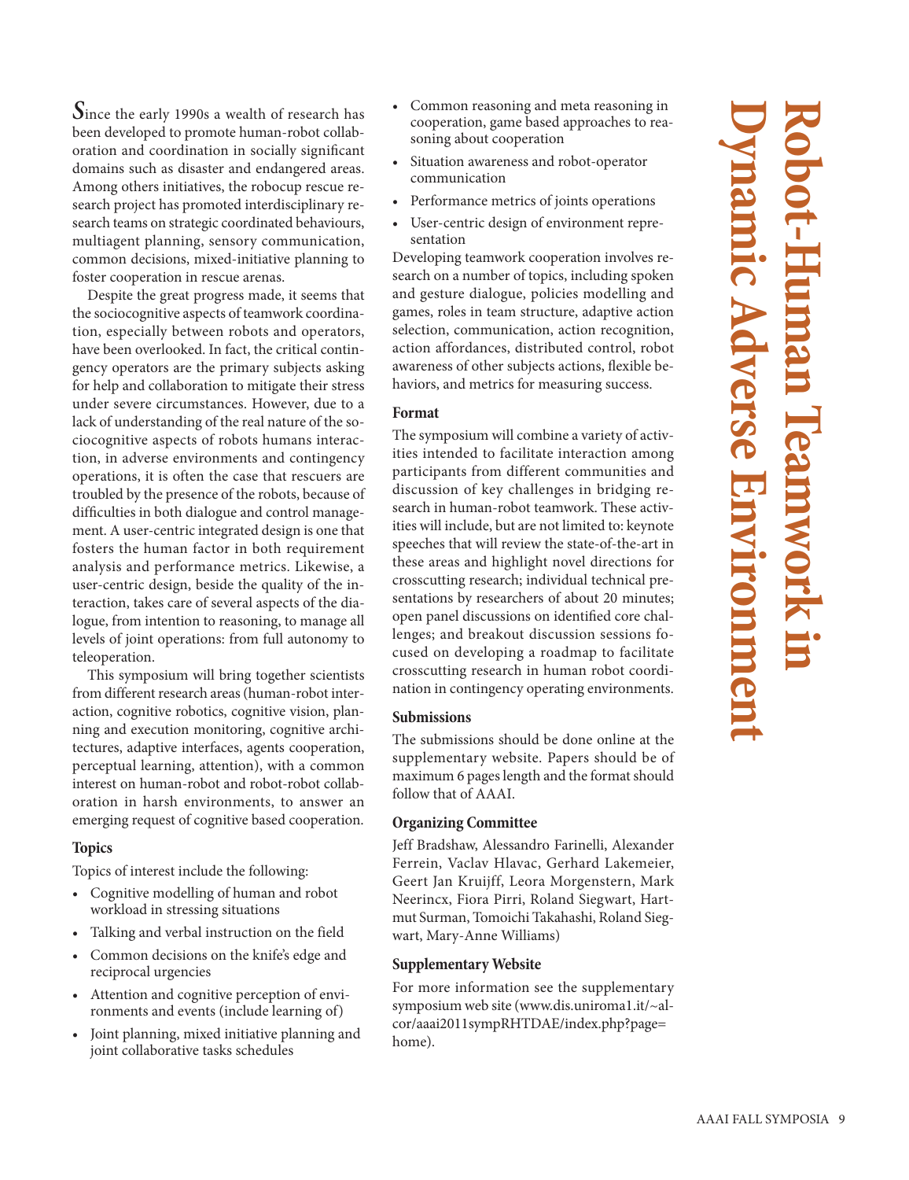# Robot-Human Teamwork in Dynamic Adverse Environment

Since the early 1990s a wealth of research has been developed to promote human-robot collaboration and coordination in socially significant domains such as disaster and endangered areas. Among others initiatives, the robocup rescue research project has promoted interdisciplinary research teams on strategic coordinated behaviours, multiagent planning, sensory communication, common decisions, mixed-initiative planning to foster cooperation in rescue arenas.

Despite the great progress made, it seems that the sociocognitive aspects of teamwork coordination, especially between robots and operators, have been overlooked. In fact, the critical contingency operators are the primary subjects asking for help and collaboration to mitigate their stress under severe circumstances. However, due to a lack of understanding of the real nature of the sociocognitive aspects of robots humans interaction, in adverse environments and contingency operations, it is often the case that rescuers are troubled by the presence of the robots, because of difficulties in both dialogue and control management. A user-centric integrated design is one that fosters the human factor in both requirement analysis and performance metrics. Likewise, a user-centric design, beside the quality of the interaction, takes care of several aspects of the dialogue, from intention to reasoning, to manage all levels of joint operations: from full autonomy to teleoperation.

This symposium will bring together scientists from different research areas (human-robot interaction, cognitive robotics, cognitive vision, planning and execution monitoring, cognitive architectures, adaptive interfaces, agents cooperation, perceptual learning, attention), with a common interest on human-robot and robot-robot collaboration in harsh environments, to answer an emerging request of cognitive based cooperation.

### Topics

Topics of interest include the following:

- Cognitive modelling of human and robot workload in stressing situations
- Talking and verbal instruction on the field
- Common decisions on the knife's edge and reciprocal urgencies
- Attention and cognitive perception of environments and events (include learning of)
- Joint planning, mixed initiative planning and joint collaborative tasks schedules
- Common reasoning and meta reasoning in cooperation, game based approaches to reasoning about cooperation
- Situation awareness and robot-operator communication
- Performance metrics of joints operations
- User-centric design of environment representation

Developing teamwork cooperation involves research on a number of topics, including spoken and gesture dialogue, policies modelling and games, roles in team structure, adaptive action selection, communication, action recognition, action affordances, distributed control, robot awareness of other subjects actions, flexible behaviors, and metrics for measuring success.

### Format

The symposium will combine a variety of activities intended to facilitate interaction among participants from different communities and discussion of key challenges in bridging research in human-robot teamwork. These activities will include, but are not limited to: keynote speeches that will review the state-of-the-art in these areas and highlight novel directions for crosscutting research; individual technical presentations by researchers of about 20 minutes; open panel discussions on identified core challenges; and breakout discussion sessions focused on developing a roadmap to facilitate crosscutting research in human robot coordination in contingency operating environments.

### Submissions

The submissions should be done online at the supplementary website. Papers should be of maximum 6 pages length and the format should follow that of AAAI.

### Organizing Committee

Jeff Bradshaw, Alessandro Farinelli, Alexander Ferrein, Vaclav Hlavac, Gerhard Lakemeier, Geert Jan Kruijff, Leora Morgenstern, Mark Neerincx, Fiora Pirri, Roland Siegwart, Hartmut Surman, Tomoichi Takahashi, Roland Siegwart, Mary-Anne Williams)

### Supplementary Website

For more information see the supplementary symposium web site (www.dis.uniroma1.it/~alcor/aaai2011sympRHTDAE/index.php?page=home).